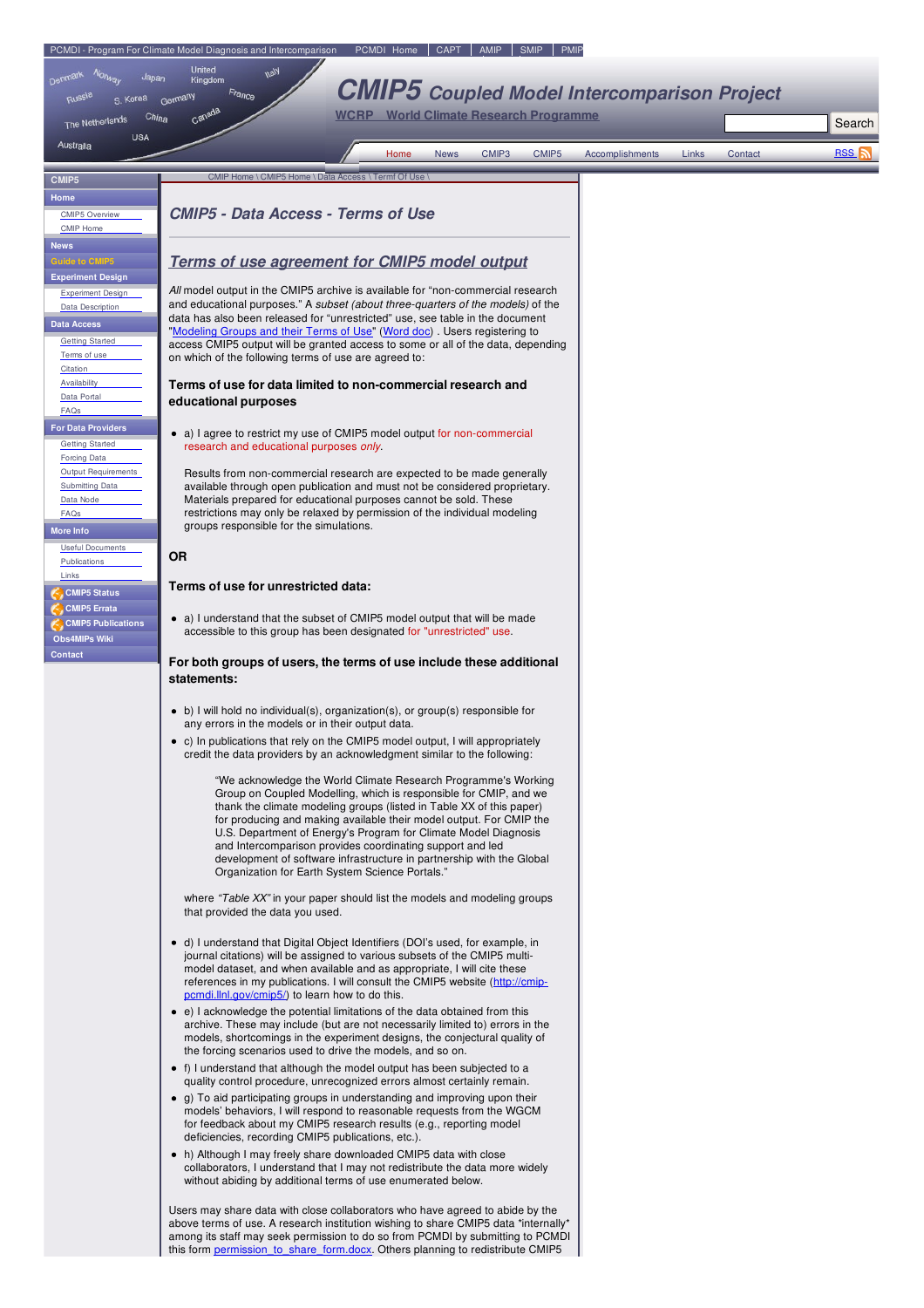PCMDI - Program For Climate Model Diagnosis and Intercomparison | PCMDI Home | CAPT | AMIP | SMIP | PMIP

# CMIP5 Coupled Model Intercomparison Project

WCRP World Climate Research Programme

Home | News | CMIP3 | CMIP5 | Accomplishments | Links | Contact | RSS

- **CMIP5**
- **Home**
  - CMIP5 Overview
  - CMIP Home
- **News**
- **Guide to CMIP5**
- **Experiment Design**
  - Experiment Design
  - Data Description
- **Data Access**
  - Getting Started
  - Terms of use
  - Citation
  - Availability
  - Data Portal
  - FAQs
- **For Data Providers**
  - Getting Started
  - Forcing Data
  - Output Requirements
  - Submitting Data
  - Data Node
  - FAQs
- **More Info**
  - Useful Documents
  - Publications
  - Links
- **CMIP5 Status**
- **CMIP5 Errata**
- **CMIP5 Publications**
- **Obs4MIPs Wiki**
- **Contact**

CMIP Home \ CMIP5 Home \ Data Access \ Termf Of Use \

## *CMIP5 - Data Access - Terms of Use*

## *Terms of use agreement for CMIP5 model output*

*All* model output in the CMIP5 archive is available for "non-commercial research and educational purposes." A *subset (about three-quarters of the models)* of the data has also been released for "unrestricted" use, see table in the document "Modeling Groups and their Terms of Use" (Word doc) . Users registering to access CMIP5 output will be granted access to some or all of the data, depending on which of the following terms of use are agreed to:

### Terms of use for data limited to non-commercial research and educational purposes

- a) I agree to restrict my use of CMIP5 model output for non-commercial research and educational purposes *only*.

  Results from non-commercial research are expected to be made generally available through open publication and must not be considered proprietary. Materials prepared for educational purposes cannot be sold. These restrictions may only be relaxed by permission of the individual modeling groups responsible for the simulations.

### OR

### Terms of use for unrestricted data:

- a) I understand that the subset of CMIP5 model output that will be made accessible to this group has been designated for "unrestricted" use.

### For both groups of users, the terms of use include these additional statements:

- b) I will hold no individual(s), organization(s), or group(s) responsible for any errors in the models or in their output data.
- c) In publications that rely on the CMIP5 model output, I will appropriately credit the data providers by an acknowledgment similar to the following:

  > "We acknowledge the World Climate Research Programme's Working Group on Coupled Modelling, which is responsible for CMIP, and we thank the climate modeling groups (listed in Table XX of this paper) for producing and making available their model output. For CMIP the U.S. Department of Energy's Program for Climate Model Diagnosis and Intercomparison provides coordinating support and led development of software infrastructure in partnership with the Global Organization for Earth System Science Portals."

  where *"Table XX"* in your paper should list the models and modeling groups that provided the data you used.

- d) I understand that Digital Object Identifiers (DOI's used, for example, in journal citations) will be assigned to various subsets of the CMIP5 multi-model dataset, and when available and as appropriate, I will cite these references in my publications. I will consult the CMIP5 website (http://cmip-pcmdi.llnl.gov/cmip5/) to learn how to do this.
- e) I acknowledge the potential limitations of the data obtained from this archive. These may include (but are not necessarily limited to) errors in the models, shortcomings in the experiment designs, the conjectural quality of the forcing scenarios used to drive the models, and so on.
- f) I understand that although the model output has been subjected to a quality control procedure, unrecognized errors almost certainly remain.
- g) To aid participating groups in understanding and improving upon their models' behaviors, I will respond to reasonable requests from the WGCM for feedback about my CMIP5 research results (e.g., reporting model deficiencies, recording CMIP5 publications, etc.).
- h) Although I may freely share downloaded CMIP5 data with close collaborators, I understand that I may not redistribute the data more widely without abiding by additional terms of use enumerated below.

Users may share data with close collaborators who have agreed to abide by the above terms of use. A research institution wishing to share CMIP5 data *internally* among its staff may seek permission to do so from PCMDI by submitting to PCMDI this form permission_to_share_form.docx. Others planning to redistribute CMIP5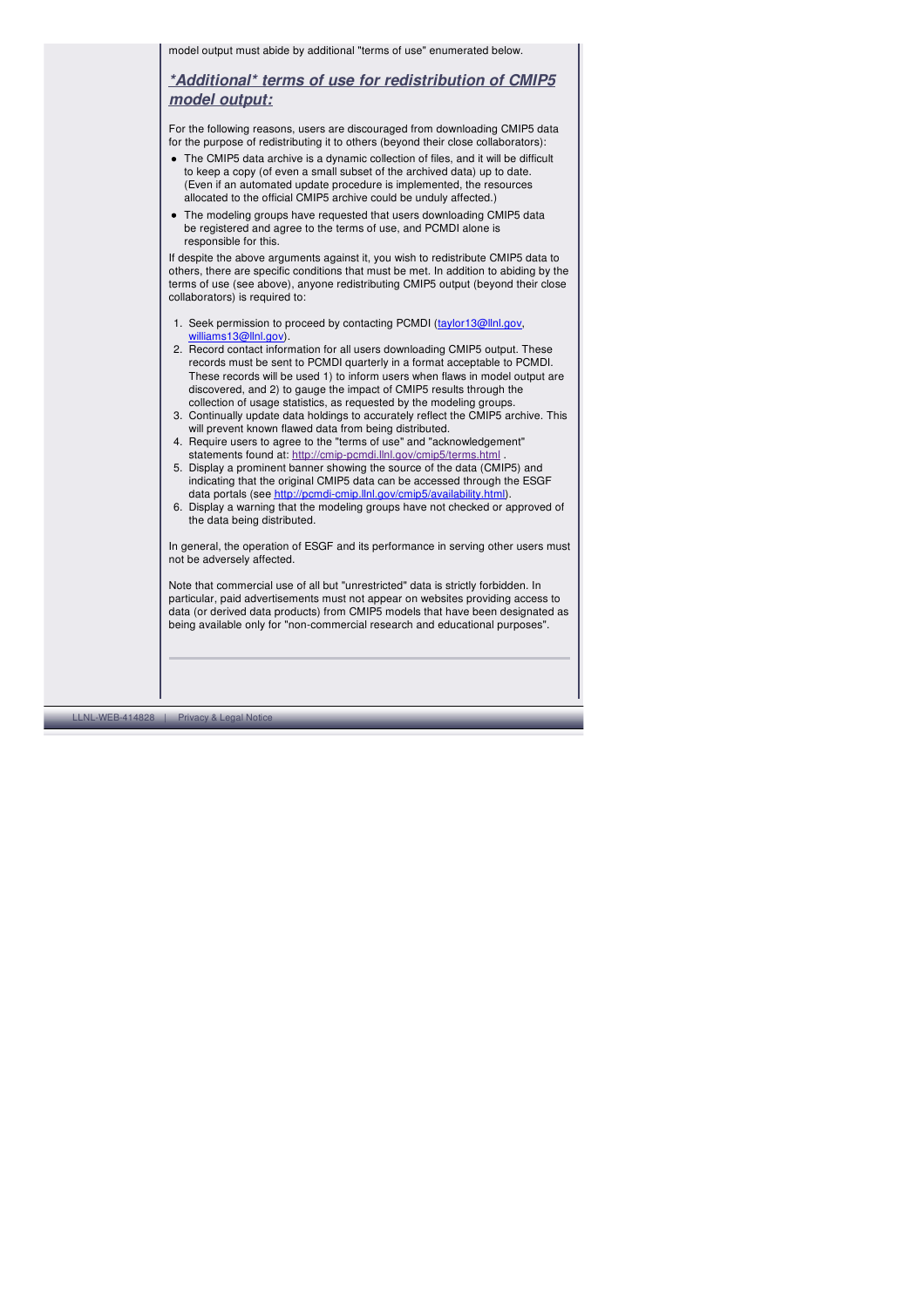model output must abide by additional "terms of use" enumerated below.

## *Additional* terms of use for redistribution of CMIP5 model output:

For the following reasons, users are discouraged from downloading CMIP5 data for the purpose of redistributing it to others (beyond their close collaborators):

- The CMIP5 data archive is a dynamic collection of files, and it will be difficult to keep a copy (of even a small subset of the archived data) up to date. (Even if an automated update procedure is implemented, the resources allocated to the official CMIP5 archive could be unduly affected.)
- The modeling groups have requested that users downloading CMIP5 data be registered and agree to the terms of use, and PCMDI alone is responsible for this.

If despite the above arguments against it, you wish to redistribute CMIP5 data to others, there are specific conditions that must be met. In addition to abiding by the terms of use (see above), anyone redistributing CMIP5 output (beyond their close collaborators) is required to:

1. Seek permission to proceed by contacting PCMDI (taylor13@llnl.gov, williams13@llnl.gov).
2. Record contact information for all users downloading CMIP5 output. These records must be sent to PCMDI quarterly in a format acceptable to PCMDI. These records will be used 1) to inform users when flaws in model output are discovered, and 2) to gauge the impact of CMIP5 results through the collection of usage statistics, as requested by the modeling groups.
3. Continually update data holdings to accurately reflect the CMIP5 archive. This will prevent known flawed data from being distributed.
4. Require users to agree to the "terms of use" and "acknowledgement" statements found at: http://cmip-pcmdi.llnl.gov/cmip5/terms.html .
5. Display a prominent banner showing the source of the data (CMIP5) and indicating that the original CMIP5 data can be accessed through the ESGF data portals (see http://pcmdi-cmip.llnl.gov/cmip5/availability.html).
6. Display a warning that the modeling groups have not checked or approved of the data being distributed.

In general, the operation of ESGF and its performance in serving other users must not be adversely affected.

Note that commercial use of all but "unrestricted" data is strictly forbidden. In particular, paid advertisements must not appear on websites providing access to data (or derived data products) from CMIP5 models that have been designated as being available only for "non-commercial research and educational purposes".

LLNL-WEB-414828 | Privacy & Legal Notice